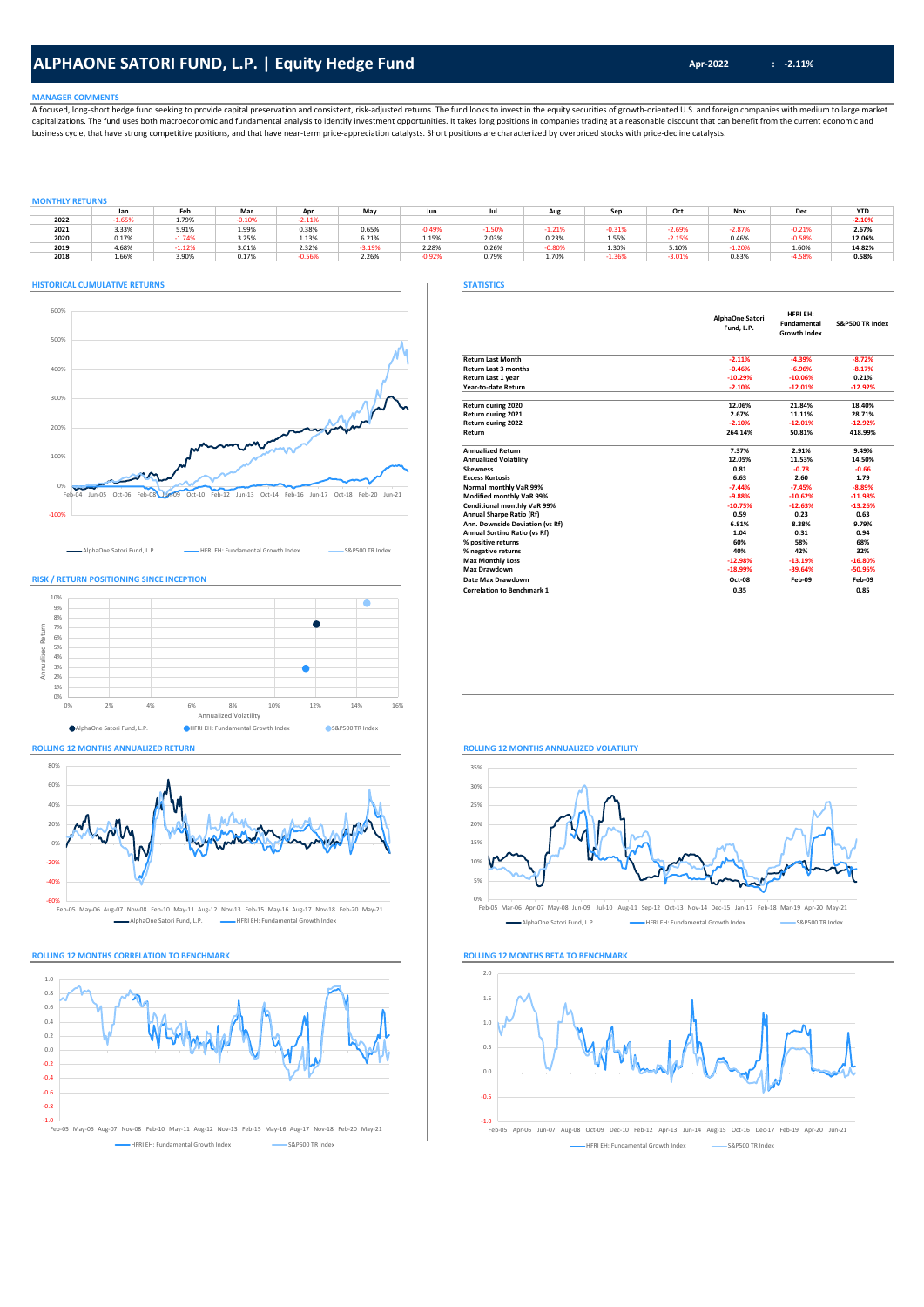# ALPHAONE SATORI FUND, L.P. | Equity Hedge Fund

Apr-2022 : -2.11%

## MANAGER COMMENTS

A focused, long-short hedge fund seeking to provide capital preservation and consistent, risk-adjusted returns. The fund looks to invest in the equity securities of growth-oriented U.S. and foreign companies with medium to large market capitalizations. The fund uses both macroeconomic and fundamental analysis to identify investment opportunities. It takes long positions in companies trading at a reasonable discount that can benefit from the current economic and business cycle, that have strong competitive positions, and that have near-term price-appreciation catalysts. Short positions are characterized by overpriced stocks with price-decline catalysts.

## MONTHLY RETURNS

| | Jan | Feb | Mar | Apr | May | Jun | Jul | Aug | Sep | Oct | Nov | Dec | YTD |
|---|---|---|---|---|---|---|---|---|---|---|---|---|---|
| 2022 | -1.65% | 1.79% | -0.10% | -2.11% | | | | | | | | | -2.10% |
| 2021 | 3.33% | 5.91% | 1.99% | 0.38% | 0.65% | -0.49% | -1.50% | -1.21% | -0.31% | -2.69% | -2.87% | -0.21% | 2.67% |
| 2020 | 0.17% | -1.74% | 3.25% | 1.13% | 6.21% | 1.15% | 2.03% | 0.23% | 1.55% | -2.15% | 0.46% | -0.58% | 12.06% |
| 2019 | 4.68% | -1.12% | 3.01% | 2.32% | -3.19% | 2.28% | 0.26% | -0.80% | 1.30% | 5.10% | -1.20% | 1.60% | 14.82% |
| 2018 | 1.66% | 3.90% | 0.17% | -0.56% | 2.26% | -0.92% | 0.79% | 1.70% | -1.36% | -3.01% | 0.83% | -4.58% | 0.58% |

## HISTORICAL CUMULATIVE RETURNS

600%
500%
400%
300%
200%
100%
0%
-100%
Feb-04 Jun-05 Oct-06 Feb-08 Jun-09 Oct-10 Feb-12 Jun-13 Oct-14 Feb-16 Jun-17 Oct-18 Feb-20 Jun-21

AlphaOne Satori Fund, L.P. HFRI EH: Fundamental Growth Index S&P500 TR Index

## STATISTICS

| | AlphaOne Satori Fund, L.P. | HFRI EH: Fundamental Growth Index | S&P500 TR Index |
|---|---|---|---|
| Return Last Month | -2.11% | -4.39% | -8.72% |
| Return Last 3 months | -0.46% | -6.96% | -8.17% |
| Return Last 1 year | -10.29% | -10.06% | 0.21% |
| Year-to-date Return | -2.10% | -12.01% | -12.92% |
| Return during 2020 | 12.06% | 21.84% | 18.40% |
| Return during 2021 | 2.67% | 11.11% | 28.71% |
| Return during 2022 | -2.10% | -12.01% | -12.92% |
| Return | 264.14% | 50.81% | 418.99% |
| Annualized Return | 7.37% | 2.91% | 9.49% |
| Annualized Volatility | 12.05% | 11.53% | 14.50% |
| Skewness | 0.81 | -0.78 | -0.66 |
| Excess Kurtosis | 6.63 | 2.60 | 1.79 |
| Normal monthly VaR 99% | -7.44% | -7.45% | -8.89% |
| Modified monthly VaR 99% | -9.88% | -10.62% | -11.98% |
| Conditional monthly VaR 99% | -10.75% | -12.63% | -13.26% |
| Annual Sharpe Ratio (Rf) | 0.59 | 0.23 | 0.63 |
| Ann. Downside Deviation (vs Rf) | 6.81% | 8.38% | 9.79% |
| Annual Sortino Ratio (vs Rf) | 1.04 | 0.31 | 0.94 |
| % positive returns | 60% | 58% | 68% |
| % negative returns | 40% | 42% | 32% |
| Max Monthly Loss | -12.98% | -13.19% | -16.80% |
| Max Drawdown | -18.99% | -39.64% | -50.95% |
| Date Max Drawdown | Oct-08 | Feb-09 | Feb-09 |
| Correlation to Benchmark 1 | 0.35 | | 0.85 |

## RISK / RETURN POSITIONING SINCE INCEPTION

Annualized Return
10% 9% 8% 7% 6% 5% 4% 3% 2% 1% 0%
0% 2% 4% 6% 8% 10% 12% 14% 16%
Annualized Volatility

AlphaOne Satori Fund, L.P. HFRI EH: Fundamental Growth Index S&P500 TR Index

## ROLLING 12 MONTHS ANNUALIZED RETURN

80% 60% 40% 20% 0% -20% -40% -60%
Feb-05 May-06 Aug-07 Nov-08 Feb-10 May-11 Aug-12 Nov-13 Feb-15 May-16 Aug-17 Nov-18 Feb-20 May-21

AlphaOne Satori Fund, L.P. HFRI EH: Fundamental Growth Index

## ROLLING 12 MONTHS ANNUALIZED VOLATILITY

35% 30% 25% 20% 15% 10% 5% 0%
Feb-05 Mar-06 Apr-07 May-08 Jun-09 Jul-10 Aug-11 Sep-12 Oct-13 Nov-14 Dec-15 Jan-17 Feb-18 Mar-19 Apr-20 May-21

AlphaOne Satori Fund, L.P. HFRI EH: Fundamental Growth Index S&P500 TR Index

## ROLLING 12 MONTHS CORRELATION TO BENCHMARK

1.0 0.8 0.6 0.4 0.2 0.0 -0.2 -0.4 -0.6 -0.8 -1.0
Feb-05 May-06 Aug-07 Nov-08 Feb-10 May-11 Aug-12 Nov-13 Feb-15 May-16 Aug-17 Nov-18 Feb-20 May-21

HFRI EH: Fundamental Growth Index S&P500 TR Index

## ROLLING 12 MONTHS BETA TO BENCHMARK

2.0 1.5 1.0 0.5 0.0 -0.5 -1.0
Feb-05 Apr-06 Jun-07 Aug-08 Oct-09 Dec-10 Feb-12 Apr-13 Jun-14 Aug-15 Oct-16 Dec-17 Feb-19 Apr-20 Jun-21

HFRI EH: Fundamental Growth Index S&P500 TR Index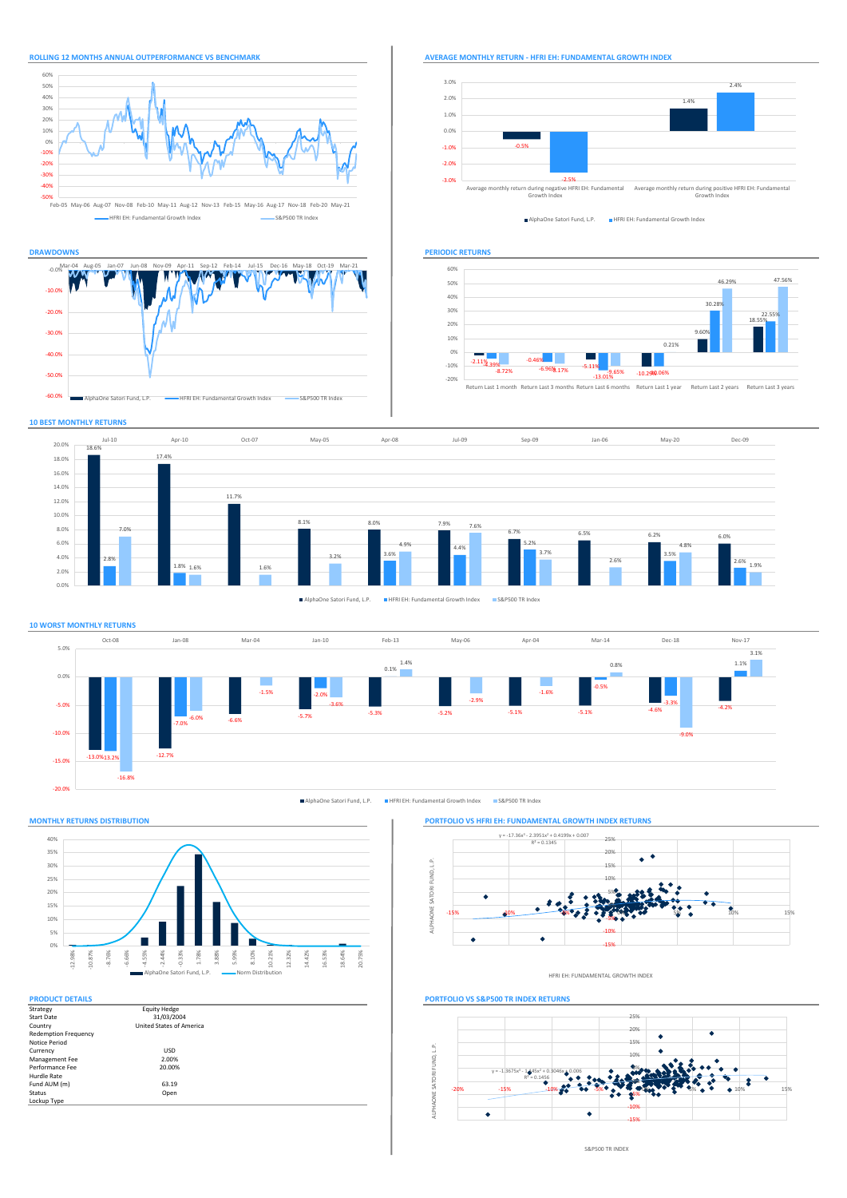## ROLLING 12 MONTHS ANNUAL OUTPERFORMANCE VS BENCHMARK

60%
50%
40%
30%
20%
10%
0%
-10%
-20%
-30%
-40%
-50%

Feb-05 May-06 Aug-07 Nov-08 Feb-10 May-11 Aug-12 Nov-13 Feb-15 May-16 Aug-17 Nov-18 Feb-20 May-21

HFRI EH: Fundamental Growth Index   S&P500 TR Index

## AVERAGE MONTHLY RETURN - HFRI EH: FUNDAMENTAL GROWTH INDEX

3.0%
2.0%
1.0%
0.0%
-1.0%
-2.0%
-3.0%

-0.5%
-2.5%
1.4%
2.4%

Average monthly return during negative HFRI EH: Fundamental Growth Index
Average monthly return during positive HFRI EH: Fundamental Growth Index

AlphaOne Satori Fund, L.P.   HFRI EH: Fundamental Growth Index

## DRAWDOWNS

-0.0%
-10.0%
-20.0%
-30.0%
-40.0%
-50.0%
-60.0%

Mar-04 Aug-05 Jan-07 Jun-08 Nov-09 Apr-11 Sep-12 Feb-14 Jul-15 Dec-16 May-18 Oct-19 Mar-21

AlphaOne Satori Fund, L.P.   HFRI EH: Fundamental Growth Index   S&P500 TR Index

## PERIODIC RETURNS

60%
50%
40%
30%
20%
10%
0%
-10%
-20%

Return Last 1 month: -2.11% -4.39% -8.72%
Return Last 3 months: -0.46% -6.96% -8.17%
Return Last 6 months: -5.11% -13.01% -9.65%
Return Last 1 year: -10.26% -10.06% 0.21%
Return Last 2 years: 9.60% 30.28% 46.29%
Return Last 3 years: 18.55% 22.55% 47.56%

## 10 BEST MONTHLY RETURNS

20.0%
18.0%
16.0%
14.0%
12.0%
10.0%
8.0%
6.0%
4.0%
2.0%
0.0%

Jul-10: 18.6% 2.8% 7.0%
Apr-10: 17.4% 1.8% 1.6%
Oct-07: 11.7% 1.6%
May-05: 8.1% 3.2%
Apr-08: 8.0% 3.6% 4.9%
Jul-09: 7.9% 4.4% 7.6%
Sep-09: 6.7% 5.2% 3.7%
Jan-06: 6.5% 2.6%
May-20: 6.2% 3.5% 4.8%
Dec-09: 6.0% 2.6% 1.9%

AlphaOne Satori Fund, L.P.   HFRI EH: Fundamental Growth Index   S&P500 TR Index

## 10 WORST MONTHLY RETURNS

5.0%
0.0%
-5.0%
-10.0%
-15.0%
-20.0%

Oct-08: -13.0% -13.2% -16.8%
Jan-08: -12.7% -7.0% -6.0%
Mar-04: -6.6% -1.5%
Jan-10: -5.7% -2.0% -3.6%
Feb-13: -5.3% 0.1% 1.4%
May-06: -5.2% -2.9%
Apr-04: -5.1% -1.6%
Mar-14: -5.1% -0.5% 0.8%
Dec-18: -4.6% -3.3% -9.0%
Nov-17: -4.2% 1.1% 3.1%

AlphaOne Satori Fund, L.P.   HFRI EH: Fundamental Growth Index   S&P500 TR Index

## MONTHLY RETURNS DISTRIBUTION

40%
35%
30%
25%
20%
15%
10%
5%
0%

-12.98% -10.87% -8.76% -6.66% -4.55% -2.44% -0.33% 1.78% 3.88% 5.99% 8.10% 10.21% 12.32% 14.42% 16.53% 18.64% 20.75%

AlphaOne Satori Fund, L.P.   Norm Distribution

## PORTFOLIO VS HFRI EH: FUNDAMENTAL GROWTH INDEX RETURNS

$y = -17.36x^3 - 2.3951x^2 + 0.4199x + 0.007$
$R^2 = 0.1345$

25% 20% 15% 10% 5% -5% -10% -15%
-15% -10% 5% 10% 15%

ALPHAONE SATORI FUND, L.P.

HFRI EH: FUNDAMENTAL GROWTH INDEX

## PRODUCT DETAILS

| | |
|---|---|
| Strategy | Equity Hedge |
| Start Date | 31/03/2004 |
| Country | United States of America |
| Redemption Frequency | |
| Notice Period | |
| Currency | USD |
| Management Fee | 2.00% |
| Performance Fee | 20.00% |
| Hurdle Rate | |
| Fund AUM (m) | 63.19 |
| Status | Open |
| Lockup Type | |

## PORTFOLIO VS S&P500 TR INDEX RETURNS

$y = -1.3675x^3 - 1.45x^2 + 0.3046x + 0.006$
$R^2 = 0.1456$

25% 20% 15% 10% 5% -5% -10% -15%
-20% -15% -10% -5% 5% 10% 15%

ALPHAONE SATORI FUND, L.P.

S&P500 TR INDEX